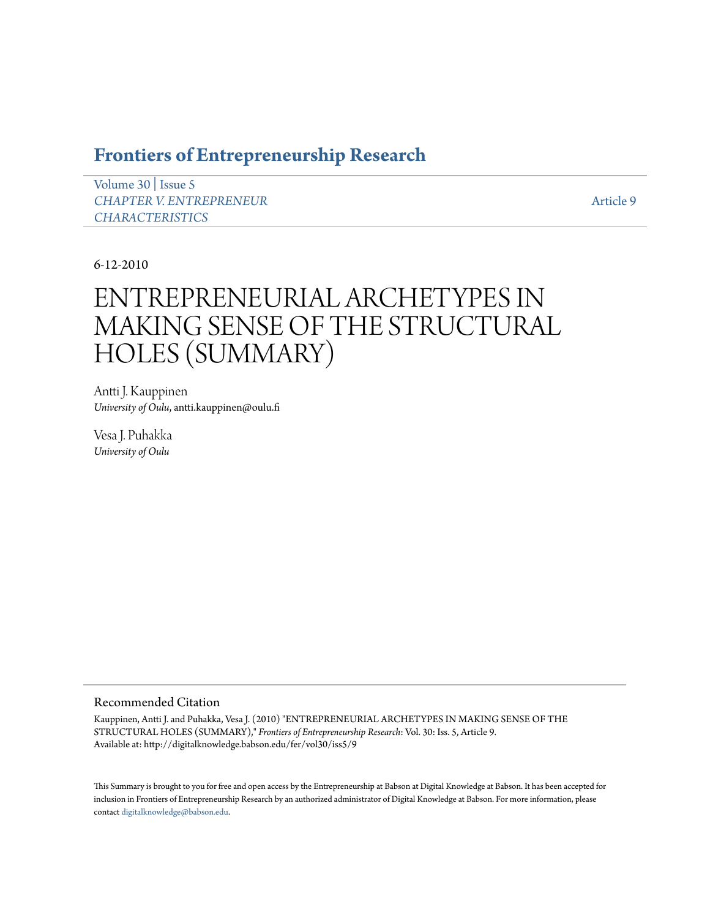# Frontiers of Entrepreneurship Research

Volume 30 | Issue 5
*CHAPTER V. ENTREPRENEUR CHARACTERISTICS*

Article 9

6-12-2010

# ENTREPRENEURIAL ARCHETYPES IN MAKING SENSE OF THE STRUCTURAL HOLES (SUMMARY)

Antti J. Kauppinen
*University of Oulu*, antti.kauppinen@oulu.fi

Vesa J. Puhakka
*University of Oulu*

## Recommended Citation

Kauppinen, Antti J. and Puhakka, Vesa J. (2010) "ENTREPRENEURIAL ARCHETYPES IN MAKING SENSE OF THE STRUCTURAL HOLES (SUMMARY)," *Frontiers of Entrepreneurship Research*: Vol. 30: Iss. 5, Article 9.
Available at: http://digitalknowledge.babson.edu/fer/vol30/iss5/9

This Summary is brought to you for free and open access by the Entrepreneurship at Babson at Digital Knowledge at Babson. It has been accepted for inclusion in Frontiers of Entrepreneurship Research by an authorized administrator of Digital Knowledge at Babson. For more information, please contact digitalknowledge@babson.edu.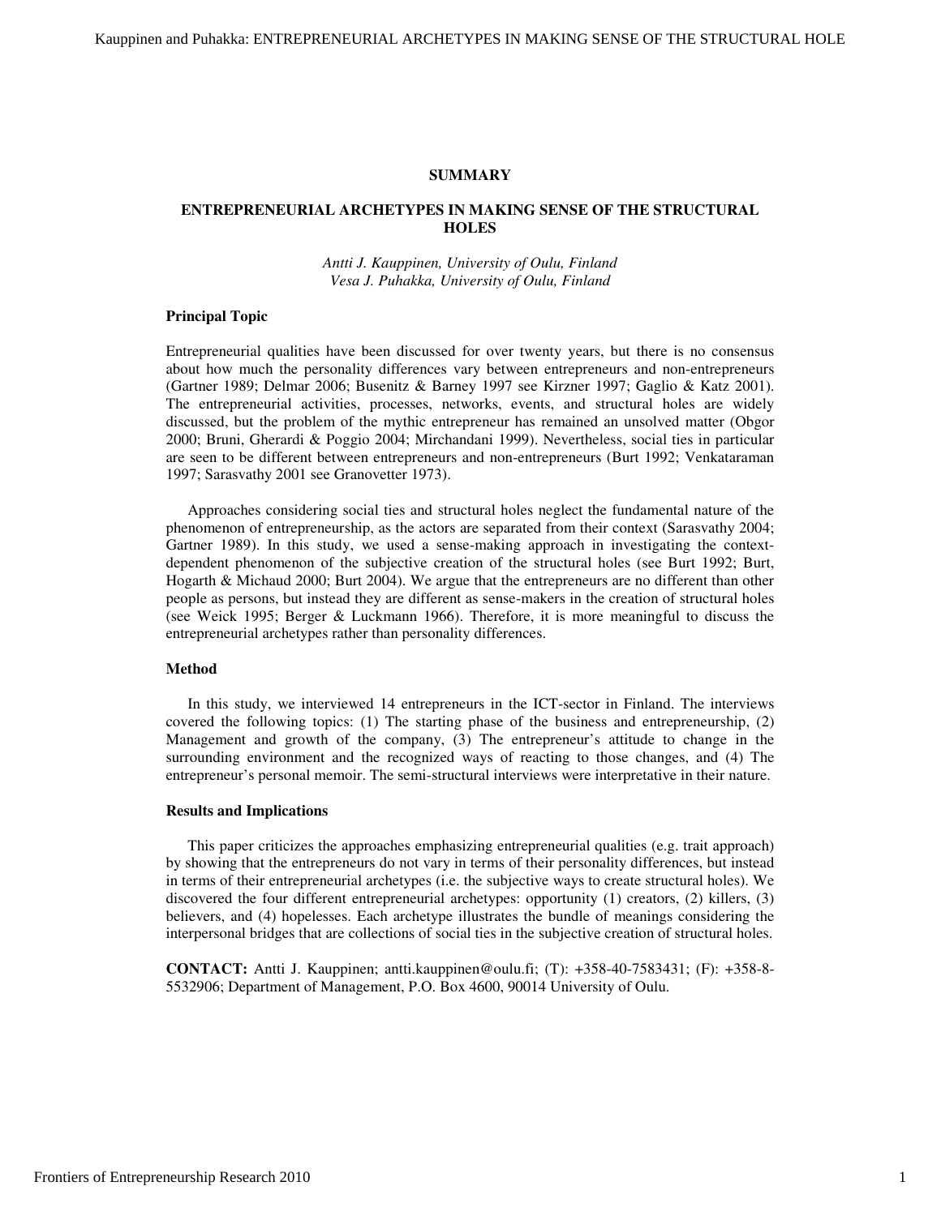## SUMMARY

## ENTREPRENEURIAL ARCHETYPES IN MAKING SENSE OF THE STRUCTURAL HOLES

*Antti J. Kauppinen, University of Oulu, Finland*
*Vesa J. Puhakka, University of Oulu, Finland*

### Principal Topic

Entrepreneurial qualities have been discussed for over twenty years, but there is no consensus about how much the personality differences vary between entrepreneurs and non-entrepreneurs (Gartner 1989; Delmar 2006; Busenitz & Barney 1997 see Kirzner 1997; Gaglio & Katz 2001). The entrepreneurial activities, processes, networks, events, and structural holes are widely discussed, but the problem of the mythic entrepreneur has remained an unsolved matter (Obgor 2000; Bruni, Gherardi & Poggio 2004; Mirchandani 1999). Nevertheless, social ties in particular are seen to be different between entrepreneurs and non-entrepreneurs (Burt 1992; Venkataraman 1997; Sarasvathy 2001 see Granovetter 1973).

Approaches considering social ties and structural holes neglect the fundamental nature of the phenomenon of entrepreneurship, as the actors are separated from their context (Sarasvathy 2004; Gartner 1989). In this study, we used a sense-making approach in investigating the context-dependent phenomenon of the subjective creation of the structural holes (see Burt 1992; Burt, Hogarth & Michaud 2000; Burt 2004). We argue that the entrepreneurs are no different than other people as persons, but instead they are different as sense-makers in the creation of structural holes (see Weick 1995; Berger & Luckmann 1966). Therefore, it is more meaningful to discuss the entrepreneurial archetypes rather than personality differences.

### Method

In this study, we interviewed 14 entrepreneurs in the ICT-sector in Finland. The interviews covered the following topics: (1) The starting phase of the business and entrepreneurship, (2) Management and growth of the company, (3) The entrepreneur's attitude to change in the surrounding environment and the recognized ways of reacting to those changes, and (4) The entrepreneur's personal memoir. The semi-structural interviews were interpretative in their nature.

### Results and Implications

This paper criticizes the approaches emphasizing entrepreneurial qualities (e.g. trait approach) by showing that the entrepreneurs do not vary in terms of their personality differences, but instead in terms of their entrepreneurial archetypes (i.e. the subjective ways to create structural holes). We discovered the four different entrepreneurial archetypes: opportunity (1) creators, (2) killers, (3) believers, and (4) hopelesses. Each archetype illustrates the bundle of meanings considering the interpersonal bridges that are collections of social ties in the subjective creation of structural holes.

**CONTACT:** Antti J. Kauppinen; antti.kauppinen@oulu.fi; (T): +358-40-7583431; (F): +358-8-5532906; Department of Management, P.O. Box 4600, 90014 University of Oulu.